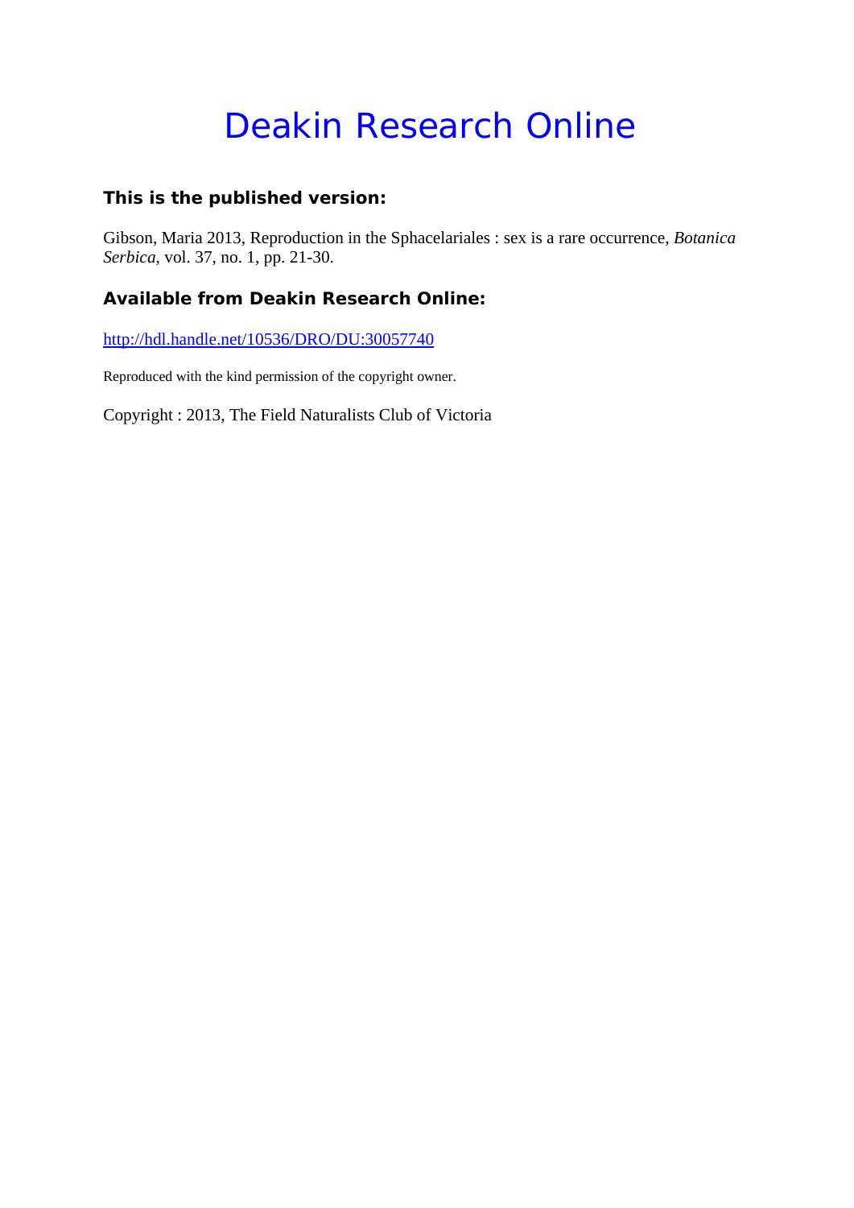# Deakin Research Online

### This is the published version:

Gibson, Maria 2013, Reproduction in the Sphacelariales : sex is a rare occurrence, *Botanica Serbica*, vol. 37, no. 1, pp. 21-30.

### Available from Deakin Research Online:

http://hdl.handle.net/10536/DRO/DU:30057740

Reproduced with the kind permission of the copyright owner.

Copyright : 2013, The Field Naturalists Club of Victoria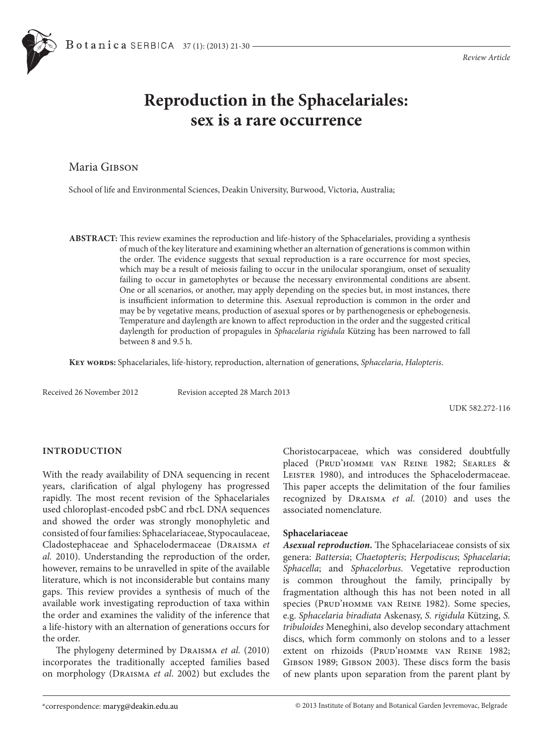# Reproduction in the Sphacelariales: sex is a rare occurrence

Maria Gibson

School of life and Environmental Sciences, Deakin University, Burwood, Victoria, Australia;

**ABSTRACT:** This review examines the reproduction and life-history of the Sphacelariales, providing a synthesis of much of the key literature and examining whether an alternation of generations is common within the order. The evidence suggests that sexual reproduction is a rare occurrence for most species, which may be a result of meiosis failing to occur in the unilocular sporangium, onset of sexuality failing to occur in gametophytes or because the necessary environmental conditions are absent. One or all scenarios, or another, may apply depending on the species but, in most instances, there is insufficient information to determine this. Asexual reproduction is common in the order and may be by vegetative means, production of asexual spores or by parthenogenesis or ephebogenesis. Temperature and daylength are known to affect reproduction in the order and the suggested critical daylength for production of propagules in *Sphacelaria rigidula* Kützing has been narrowed to fall between 8 and 9.5 h.

**Key words:** Sphacelariales, life-history, reproduction, alternation of generations, *Sphacelaria*, *Halopteris*.

Received 26 November 2012 Revision accepted 28 March 2013

UDK 582.272-116

## INTRODUCTION

With the ready availability of DNA sequencing in recent years, clarification of algal phylogeny has progressed rapidly. The most recent revision of the Sphacelariales used chloroplast-encoded psbC and rbcL DNA sequences and showed the order was strongly monophyletic and consisted of four families: Sphacelariaceae, Stypocaulaceae, Cladostephaceae and Sphacelodermaceae (Draisma *et al.* 2010). Understanding the reproduction of the order, however, remains to be unravelled in spite of the available literature, which is not inconsiderable but contains many gaps. This review provides a synthesis of much of the available work investigating reproduction of taxa within the order and examines the validity of the inference that a life-history with an alternation of generations occurs for the order.

The phylogeny determined by Draisma *et al.* (2010) incorporates the traditionally accepted families based on morphology (Draisma *et al.* 2002) but excludes the Choristocarpaceae, which was considered doubtfully placed (Prud'homme van Reine 1982; Searles & Leister 1980), and introduces the Sphacelodermaceae. This paper accepts the delimitation of the four families recognized by Draisma *et al.* (2010) and uses the associated nomenclature.

### Sphacelariaceae

***Asexual reproduction.*** The Sphacelariaceae consists of six genera: *Battersia*; *Chaetopteris*; *Herpodiscus*; *Sphacelaria*; *Sphacella*; and *Sphacelorbus*. Vegetative reproduction is common throughout the family, principally by fragmentation although this has not been noted in all species (Prud'homme van Reine 1982). Some species, e.g. *Sphacelaria biradiata* Askenasy, *S. rigidula* Kützing, *S. tribuloides* Meneghini, also develop secondary attachment discs, which form commonly on stolons and to a lesser extent on rhizoids (Prud'homme van Reine 1982; Gibson 1989; Gibson 2003). These discs form the basis of new plants upon separation from the parent plant by

*correspondence: maryg@deakin.edu.au

© 2013 Institute of Botany and Botanical Garden Jevremovac, Belgrade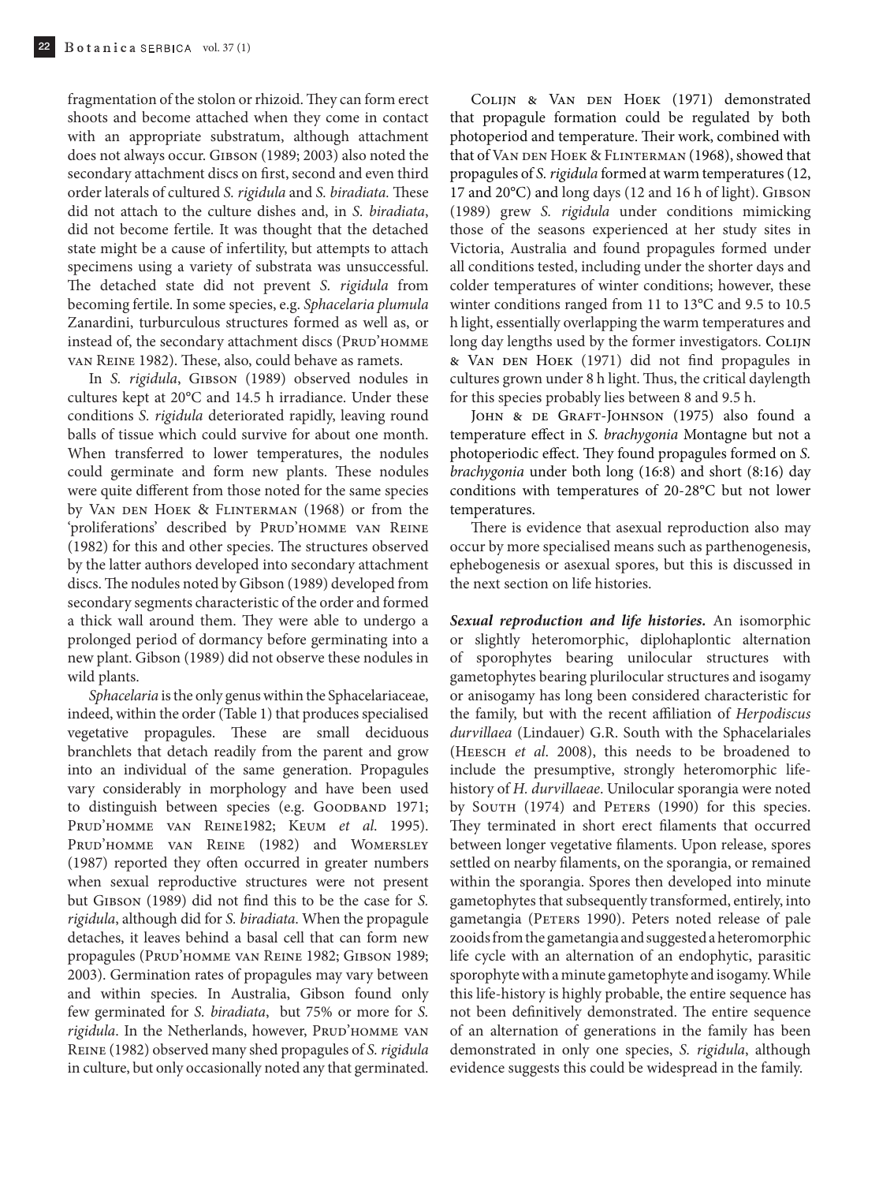fragmentation of the stolon or rhizoid. They can form erect shoots and become attached when they come in contact with an appropriate substratum, although attachment does not always occur. Gibson (1989; 2003) also noted the secondary attachment discs on first, second and even third order laterals of cultured *S. rigidula* and *S. biradiata.* These did not attach to the culture dishes and, in *S. biradiata*, did not become fertile. It was thought that the detached state might be a cause of infertility, but attempts to attach specimens using a variety of substrata was unsuccessful. The detached state did not prevent *S. rigidula* from becoming fertile. In some species, e.g. *Sphacelaria plumula* Zanardini, turburculous structures formed as well as, or instead of, the secondary attachment discs (Prud'homme van Reine 1982). These, also, could behave as ramets.

In *S. rigidula*, Gibson (1989) observed nodules in cultures kept at 20°C and 14.5 h irradiance. Under these conditions *S. rigidula* deteriorated rapidly, leaving round balls of tissue which could survive for about one month. When transferred to lower temperatures, the nodules could germinate and form new plants. These nodules were quite different from those noted for the same species by Van den Hoek & Flinterman (1968) or from the 'proliferations' described by Prud'homme van Reine (1982) for this and other species. The structures observed by the latter authors developed into secondary attachment discs. The nodules noted by Gibson (1989) developed from secondary segments characteristic of the order and formed a thick wall around them. They were able to undergo a prolonged period of dormancy before germinating into a new plant. Gibson (1989) did not observe these nodules in wild plants.

*Sphacelaria* is the only genus within the Sphacelariaceae, indeed, within the order (Table 1) that produces specialised vegetative propagules. These are small deciduous branchlets that detach readily from the parent and grow into an individual of the same generation. Propagules vary considerably in morphology and have been used to distinguish between species (e.g. Goodband 1971; Prud'homme van Reine1982; Keum *et al*. 1995). Prud'homme van Reine (1982) and Womersley (1987) reported they often occurred in greater numbers when sexual reproductive structures were not present but Gibson (1989) did not find this to be the case for *S. rigidula*, although did for *S. biradiata*. When the propagule detaches, it leaves behind a basal cell that can form new propagules (Prud'homme van Reine 1982; Gibson 1989; 2003). Germination rates of propagules may vary between and within species. In Australia, Gibson found only few germinated for *S. biradiata*, but 75% or more for *S. rigidula*. In the Netherlands, however, Prud'homme van Reine (1982) observed many shed propagules of *S. rigidula* in culture, but only occasionally noted any that germinated.

Colijn & Van den Hoek (1971) demonstrated that propagule formation could be regulated by both photoperiod and temperature. Their work, combined with that of Van den Hoek & Flinterman (1968), showed that propagules of *S. rigidula* formed at warm temperatures (12, 17 and 20°C) and long days (12 and 16 h of light). Gibson (1989) grew *S. rigidula* under conditions mimicking those of the seasons experienced at her study sites in Victoria, Australia and found propagules formed under all conditions tested, including under the shorter days and colder temperatures of winter conditions; however, these winter conditions ranged from 11 to 13°C and 9.5 to 10.5 h light, essentially overlapping the warm temperatures and long day lengths used by the former investigators. Colijn & Van den Hoek (1971) did not find propagules in cultures grown under 8 h light. Thus, the critical daylength for this species probably lies between 8 and 9.5 h.

John & de Graft-Johnson (1975) also found a temperature effect in *S. brachygonia* Montagne but not a photoperiodic effect. They found propagules formed on *S. brachygonia* under both long (16:8) and short (8:16) day conditions with temperatures of 20-28°C but not lower temperatures.

There is evidence that asexual reproduction also may occur by more specialised means such as parthenogenesis, ephebogenesis or asexual spores, but this is discussed in the next section on life histories.

***Sexual reproduction and life histories.*** An isomorphic or slightly heteromorphic, diplohaplontic alternation of sporophytes bearing unilocular structures with gametophytes bearing plurilocular structures and isogamy or anisogamy has long been considered characteristic for the family, but with the recent affiliation of *Herpodiscus durvillaea* (Lindauer) G.R. South with the Sphacelariales (Heesch *et al*. 2008), this needs to be broadened to include the presumptive, strongly heteromorphic life-history of *H. durvillaeae*. Unilocular sporangia were noted by South (1974) and Peters (1990) for this species. They terminated in short erect filaments that occurred between longer vegetative filaments. Upon release, spores settled on nearby filaments, on the sporangia, or remained within the sporangia. Spores then developed into minute gametophytes that subsequently transformed, entirely, into gametangia (Peters 1990). Peters noted release of pale zooids from the gametangia and suggested a heteromorphic life cycle with an alternation of an endophytic, parasitic sporophyte with a minute gametophyte and isogamy. While this life-history is highly probable, the entire sequence has not been definitively demonstrated. The entire sequence of an alternation of generations in the family has been demonstrated in only one species, *S. rigidula*, although evidence suggests this could be widespread in the family.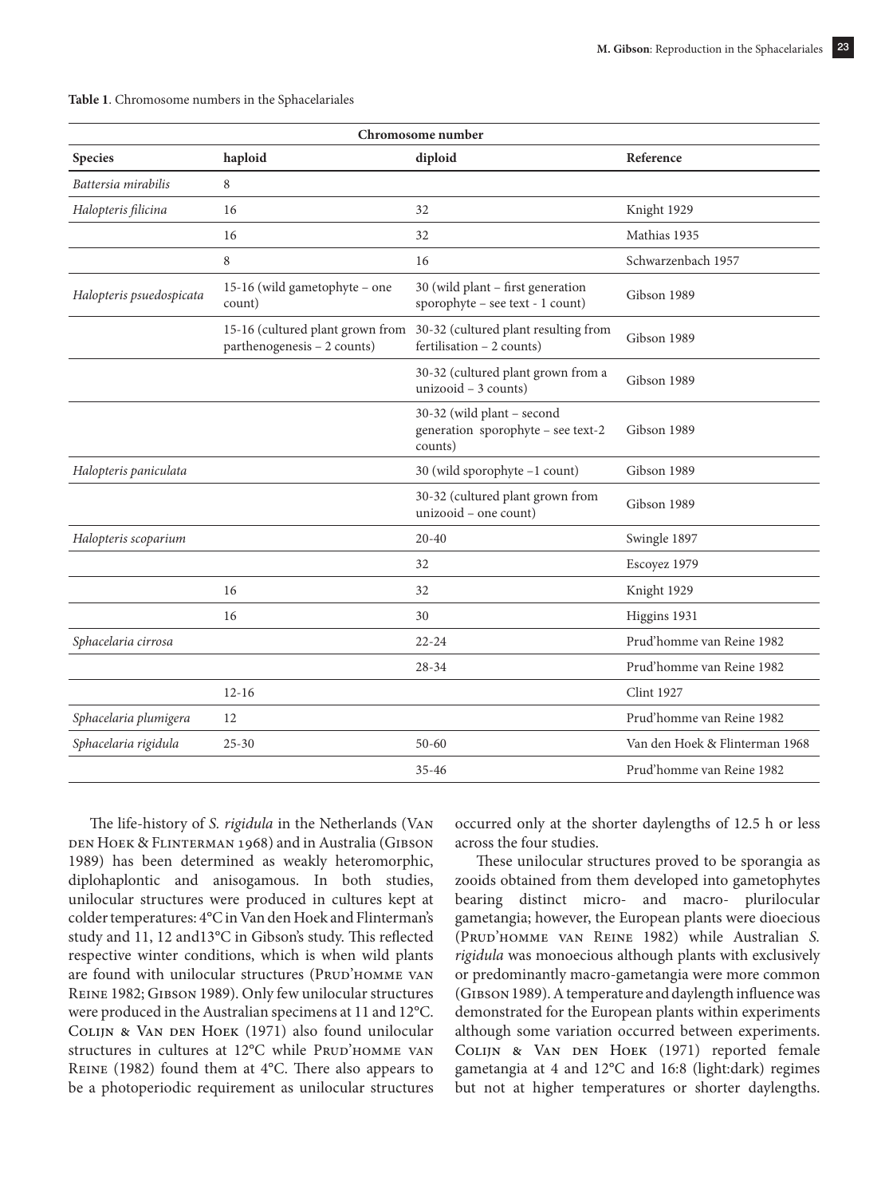**Table 1**. Chromosome numbers in the Sphacelariales

| | Chromosome number | | |
|---|---|---|---|
| **Species** | **haploid** | **diploid** | **Reference** |
| *Battersia mirabilis* | 8 | | |
| *Halopteris filicina* | 16 | 32 | Knight 1929 |
| | 16 | 32 | Mathias 1935 |
| | 8 | 16 | Schwarzenbach 1957 |
| *Halopteris psuedospicata* | 15-16 (wild gametophyte – one count) | 30 (wild plant – first generation sporophyte – see text - 1 count) | Gibson 1989 |
| | 15-16 (cultured plant grown from parthenogenesis – 2 counts) | 30-32 (cultured plant resulting from fertilisation – 2 counts) | Gibson 1989 |
| | | 30-32 (cultured plant grown from a unizooid – 3 counts) | Gibson 1989 |
| | | 30-32 (wild plant – second generation sporophyte – see text-2 counts) | Gibson 1989 |
| *Halopteris paniculata* | | 30 (wild sporophyte –1 count) | Gibson 1989 |
| | | 30-32 (cultured plant grown from unizooid – one count) | Gibson 1989 |
| *Halopteris scoparium* | | 20-40 | Swingle 1897 |
| | | 32 | Escoyez 1979 |
| | 16 | 32 | Knight 1929 |
| | 16 | 30 | Higgins 1931 |
| *Sphacelaria cirrosa* | | 22-24 | Prud'homme van Reine 1982 |
| | | 28-34 | Prud'homme van Reine 1982 |
| | 12-16 | | Clint 1927 |
| *Sphacelaria plumigera* | 12 | | Prud'homme van Reine 1982 |
| *Sphacelaria rigidula* | 25-30 | 50-60 | Van den Hoek & Flinterman 1968 |
| | | 35-46 | Prud'homme van Reine 1982 |

The life-history of *S. rigidula* in the Netherlands (Van den Hoek & Flinterman 1968) and in Australia (Gibson 1989) has been determined as weakly heteromorphic, diplohaplontic and anisogamous. In both studies, unilocular structures were produced in cultures kept at colder temperatures: 4°C in Van den Hoek and Flinterman's study and 11, 12 and13°C in Gibson's study. This reflected respective winter conditions, which is when wild plants are found with unilocular structures (Prud'homme van Reine 1982; Gibson 1989). Only few unilocular structures were produced in the Australian specimens at 11 and 12°C. Colijn & Van den Hoek (1971) also found unilocular structures in cultures at 12°C while Prud'homme van Reine (1982) found them at 4°C. There also appears to be a photoperiodic requirement as unilocular structures occurred only at the shorter daylengths of 12.5 h or less across the four studies.

These unilocular structures proved to be sporangia as zooids obtained from them developed into gametophytes bearing distinct micro- and macro- plurilocular gametangia; however, the European plants were dioecious (Prud'homme van Reine 1982) while Australian *S. rigidula* was monoecious although plants with exclusively or predominantly macro-gametangia were more common (Gibson 1989). A temperature and daylength influence was demonstrated for the European plants within experiments although some variation occurred between experiments. Colijn & Van den Hoek (1971) reported female gametangia at 4 and 12°C and 16:8 (light:dark) regimes but not at higher temperatures or shorter daylengths.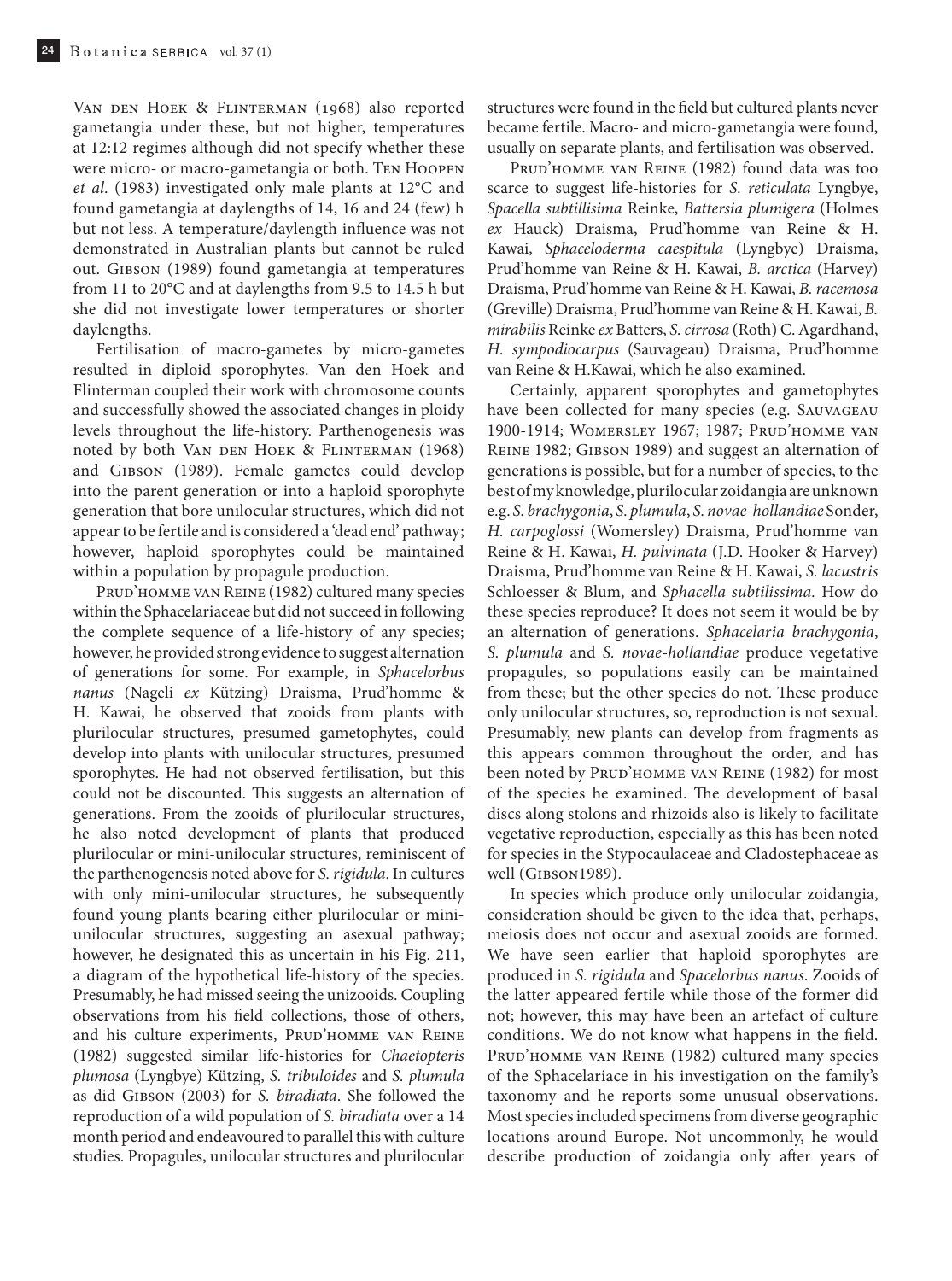Van den Hoek & Flinterman (1968) also reported gametangia under these, but not higher, temperatures at 12:12 regimes although did not specify whether these were micro- or macro-gametangia or both. Ten Hoopen *et al*. (1983) investigated only male plants at 12°C and found gametangia at daylengths of 14, 16 and 24 (few) h but not less. A temperature/daylength influence was not demonstrated in Australian plants but cannot be ruled out. Gibson (1989) found gametangia at temperatures from 11 to 20°C and at daylengths from 9.5 to 14.5 h but she did not investigate lower temperatures or shorter daylengths.

Fertilisation of macro-gametes by micro-gametes resulted in diploid sporophytes. Van den Hoek and Flinterman coupled their work with chromosome counts and successfully showed the associated changes in ploidy levels throughout the life-history. Parthenogenesis was noted by both Van den Hoek & Flinterman (1968) and Gibson (1989). Female gametes could develop into the parent generation or into a haploid sporophyte generation that bore unilocular structures, which did not appear to be fertile and is considered a 'dead end' pathway; however, haploid sporophytes could be maintained within a population by propagule production.

Prud'homme van Reine (1982) cultured many species within the Sphacelariaceae but did not succeed in following the complete sequence of a life-history of any species; however, he provided strong evidence to suggest alternation of generations for some. For example, in *Sphacelorbus nanus* (Nageli *ex* Kützing) Draisma, Prud'homme & H. Kawai, he observed that zooids from plants with plurilocular structures, presumed gametophytes, could develop into plants with unilocular structures, presumed sporophytes. He had not observed fertilisation, but this could not be discounted. This suggests an alternation of generations. From the zooids of plurilocular structures, he also noted development of plants that produced plurilocular or mini-unilocular structures, reminiscent of the parthenogenesis noted above for *S. rigidula*. In cultures with only mini-unilocular structures, he subsequently found young plants bearing either plurilocular or mini-unilocular structures, suggesting an asexual pathway; however, he designated this as uncertain in his Fig. 211, a diagram of the hypothetical life-history of the species. Presumably, he had missed seeing the unizooids. Coupling observations from his field collections, those of others, and his culture experiments, Prud'homme van Reine (1982) suggested similar life-histories for *Chaetopteris plumosa* (Lyngbye) Kützing, *S. tribuloides* and *S. plumula* as did Gibson (2003) for *S. biradiata*. She followed the reproduction of a wild population of *S. biradiata* over a 14 month period and endeavoured to parallel this with culture studies. Propagules, unilocular structures and plurilocular structures were found in the field but cultured plants never became fertile. Macro- and micro-gametangia were found, usually on separate plants, and fertilisation was observed.

Prud'homme van Reine (1982) found data was too scarce to suggest life-histories for *S. reticulata* Lyngbye, *Spacella subtillisima* Reinke, *Battersia plumigera* (Holmes *ex* Hauck) Draisma, Prud'homme van Reine & H. Kawai, *Sphaceloderma caespitula* (Lyngbye) Draisma, Prud'homme van Reine & H. Kawai, *B. arctica* (Harvey) Draisma, Prud'homme van Reine & H. Kawai, *B. racemosa* (Greville) Draisma, Prud'homme van Reine & H. Kawai, *B. mirabilis* Reinke *ex* Batters, *S. cirrosa* (Roth) C. Agardhand, *H. sympodiocarpus* (Sauvageau) Draisma, Prud'homme van Reine & H.Kawai, which he also examined.

Certainly, apparent sporophytes and gametophytes have been collected for many species (e.g. Sauvageau 1900-1914; Womersley 1967; 1987; Prud'homme van Reine 1982; Gibson 1989) and suggest an alternation of generations is possible, but for a number of species, to the best of my knowledge, plurilocular zoidangia are unknown e.g. *S. brachygonia*, *S. plumula*, *S. novae-hollandiae* Sonder, *H. carpoglossi* (Womersley) Draisma, Prud'homme van Reine & H. Kawai, *H. pulvinata* (J.D. Hooker & Harvey) Draisma, Prud'homme van Reine & H. Kawai, *S. lacustris* Schloesser & Blum, and *Sphacella subtilissima*. How do these species reproduce? It does not seem it would be by an alternation of generations. *Sphacelaria brachygonia*, *S. plumula* and *S. novae-hollandiae* produce vegetative propagules, so populations easily can be maintained from these; but the other species do not. These produce only unilocular structures, so, reproduction is not sexual. Presumably, new plants can develop from fragments as this appears common throughout the order, and has been noted by Prud'homme van Reine (1982) for most of the species he examined. The development of basal discs along stolons and rhizoids also is likely to facilitate vegetative reproduction, especially as this has been noted for species in the Stypocaulaceae and Cladostephaceae as well (Gibson1989).

In species which produce only unilocular zoidangia, consideration should be given to the idea that, perhaps, meiosis does not occur and asexual zooids are formed. We have seen earlier that haploid sporophytes are produced in *S. rigidula* and *Spacelorbus nanus*. Zooids of the latter appeared fertile while those of the former did not; however, this may have been an artefact of culture conditions. We do not know what happens in the field. Prud'homme van Reine (1982) cultured many species of the Sphacelariace in his investigation on the family's taxonomy and he reports some unusual observations. Most species included specimens from diverse geographic locations around Europe. Not uncommonly, he would describe production of zoidangia only after years of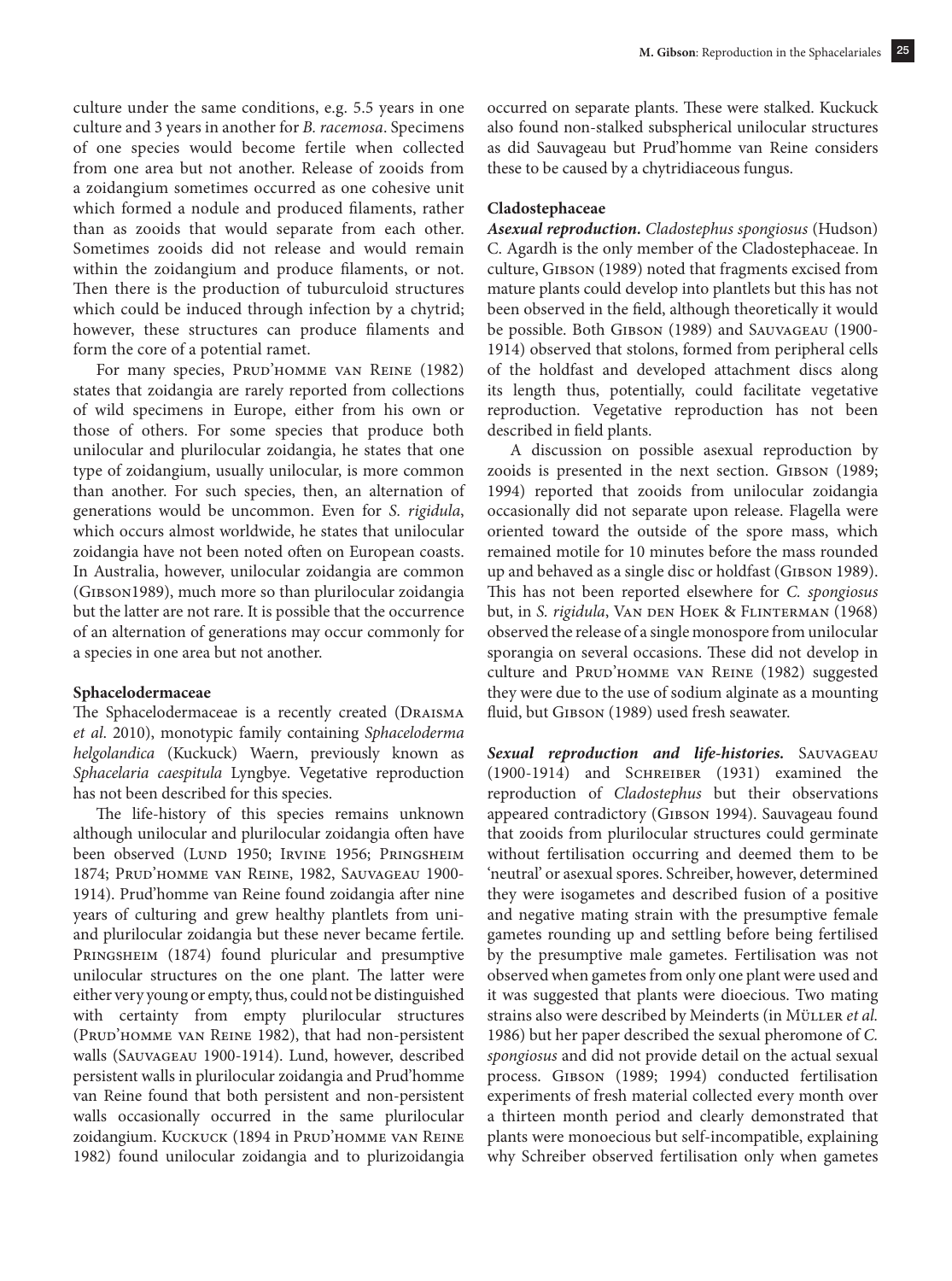culture under the same conditions, e.g. 5.5 years in one culture and 3 years in another for *B. racemosa*. Specimens of one species would become fertile when collected from one area but not another. Release of zooids from a zoidangium sometimes occurred as one cohesive unit which formed a nodule and produced filaments, rather than as zooids that would separate from each other. Sometimes zooids did not release and would remain within the zoidangium and produce filaments, or not. Then there is the production of tuburculoid structures which could be induced through infection by a chytrid; however, these structures can produce filaments and form the core of a potential ramet.

For many species, Prud'homme van Reine (1982) states that zoidangia are rarely reported from collections of wild specimens in Europe, either from his own or those of others. For some species that produce both unilocular and plurilocular zoidangia, he states that one type of zoidangium, usually unilocular, is more common than another. For such species, then, an alternation of generations would be uncommon. Even for *S. rigidula*, which occurs almost worldwide, he states that unilocular zoidangia have not been noted often on European coasts. In Australia, however, unilocular zoidangia are common (Gibson1989), much more so than plurilocular zoidangia but the latter are not rare. It is possible that the occurrence of an alternation of generations may occur commonly for a species in one area but not another.

### Sphacelodermaceae

The Sphacelodermaceae is a recently created (Draisma *et al.* 2010), monotypic family containing *Sphaceloderma helgolandica* (Kuckuck) Waern, previously known as *Sphacelaria caespitula* Lyngbye. Vegetative reproduction has not been described for this species.

The life-history of this species remains unknown although unilocular and plurilocular zoidangia often have been observed (Lund 1950; Irvine 1956; Pringsheim 1874; Prud'homme van Reine, 1982, Sauvageau 1900-1914). Prud'homme van Reine found zoidangia after nine years of culturing and grew healthy plantlets from uni- and plurilocular zoidangia but these never became fertile. Pringsheim (1874) found pluricular and presumptive unilocular structures on the one plant. The latter were either very young or empty, thus, could not be distinguished with certainty from empty plurilocular structures (Prud'homme van Reine 1982), that had non-persistent walls (Sauvageau 1900-1914). Lund, however, described persistent walls in plurilocular zoidangia and Prud'homme van Reine found that both persistent and non-persistent walls occasionally occurred in the same plurilocular zoidangium. Kuckuck (1894 in Prud'homme van Reine 1982) found unilocular zoidangia and to plurizoidangia occurred on separate plants. These were stalked. Kuckuck also found non-stalked subspherical unilocular structures as did Sauvageau but Prud'homme van Reine considers these to be caused by a chytridiaceous fungus.

### Cladostephaceae

***Asexual reproduction.*** *Cladostephus spongiosus* (Hudson) C. Agardh is the only member of the Cladostephaceae. In culture, Gibson (1989) noted that fragments excised from mature plants could develop into plantlets but this has not been observed in the field, although theoretically it would be possible. Both Gibson (1989) and Sauvageau (1900-1914) observed that stolons, formed from peripheral cells of the holdfast and developed attachment discs along its length thus, potentially, could facilitate vegetative reproduction. Vegetative reproduction has not been described in field plants.

A discussion on possible asexual reproduction by zooids is presented in the next section. Gibson (1989; 1994) reported that zooids from unilocular zoidangia occasionally did not separate upon release. Flagella were oriented toward the outside of the spore mass, which remained motile for 10 minutes before the mass rounded up and behaved as a single disc or holdfast (Gibson 1989). This has not been reported elsewhere for *C. spongiosus* but, in *S. rigidula*, Van den Hoek & Flinterman (1968) observed the release of a single monospore from unilocular sporangia on several occasions. These did not develop in culture and Prud'homme van Reine (1982) suggested they were due to the use of sodium alginate as a mounting fluid, but Gibson (1989) used fresh seawater.

***Sexual reproduction and life-histories.*** Sauvageau (1900-1914) and Schreiber (1931) examined the reproduction of *Cladostephus* but their observations appeared contradictory (Gibson 1994). Sauvageau found that zooids from plurilocular structures could germinate without fertilisation occurring and deemed them to be 'neutral' or asexual spores. Schreiber, however, determined they were isogametes and described fusion of a positive and negative mating strain with the presumptive female gametes rounding up and settling before being fertilised by the presumptive male gametes. Fertilisation was not observed when gametes from only one plant were used and it was suggested that plants were dioecious. Two mating strains also were described by Meinderts (in Müller *et al.* 1986) but her paper described the sexual pheromone of *C. spongiosus* and did not provide detail on the actual sexual process. Gibson (1989; 1994) conducted fertilisation experiments of fresh material collected every month over a thirteen month period and clearly demonstrated that plants were monoecious but self-incompatible, explaining why Schreiber observed fertilisation only when gametes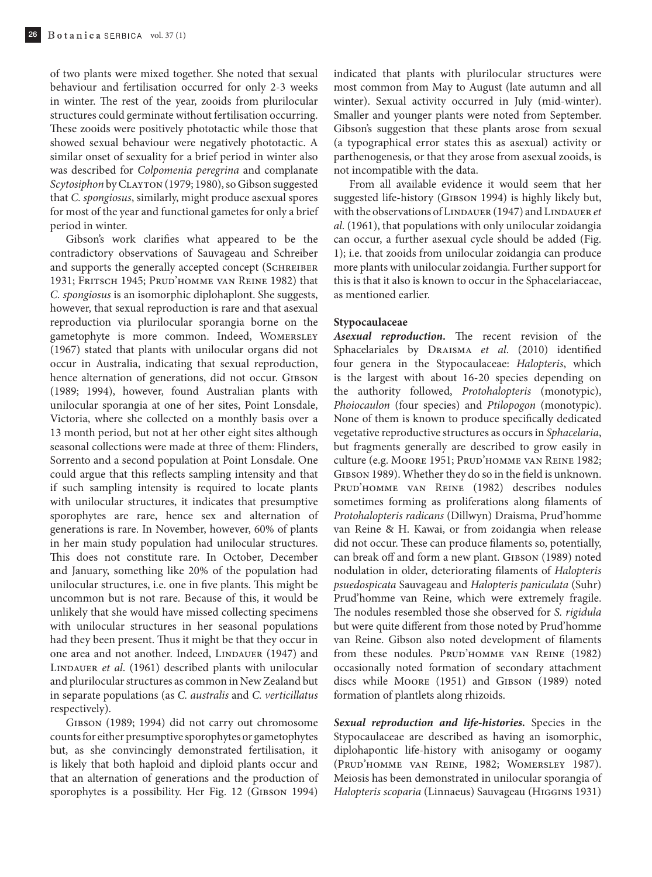of two plants were mixed together. She noted that sexual behaviour and fertilisation occurred for only 2-3 weeks in winter. The rest of the year, zooids from plurilocular structures could germinate without fertilisation occurring. These zooids were positively phototactic while those that showed sexual behaviour were negatively phototactic. A similar onset of sexuality for a brief period in winter also was described for *Colpomenia peregrina* and complanate *Scytosiphon* by Clayton (1979; 1980), so Gibson suggested that *C. spongiosus*, similarly, might produce asexual spores for most of the year and functional gametes for only a brief period in winter.

Gibson's work clarifies what appeared to be the contradictory observations of Sauvageau and Schreiber and supports the generally accepted concept (Schreiber 1931; Fritsch 1945; Prud'homme van Reine 1982) that *C. spongiosus* is an isomorphic diplohaplont. She suggests, however, that sexual reproduction is rare and that asexual reproduction via plurilocular sporangia borne on the gametophyte is more common. Indeed, Womersley (1967) stated that plants with unilocular organs did not occur in Australia, indicating that sexual reproduction, hence alternation of generations, did not occur. Gibson (1989; 1994), however, found Australian plants with unilocular sporangia at one of her sites, Point Lonsdale, Victoria, where she collected on a monthly basis over a 13 month period, but not at her other eight sites although seasonal collections were made at three of them: Flinders, Sorrento and a second population at Point Lonsdale. One could argue that this reflects sampling intensity and that if such sampling intensity is required to locate plants with unilocular structures, it indicates that presumptive sporophytes are rare, hence sex and alternation of generations is rare. In November, however, 60% of plants in her main study population had unilocular structures. This does not constitute rare. In October, December and January, something like 20% of the population had unilocular structures, i.e. one in five plants. This might be uncommon but is not rare. Because of this, it would be unlikely that she would have missed collecting specimens with unilocular structures in her seasonal populations had they been present. Thus it might be that they occur in one area and not another. Indeed, Lindauer (1947) and Lindauer *et al*. (1961) described plants with unilocular and plurilocular structures as common in New Zealand but in separate populations (as *C. australis* and *C. verticillatus* respectively).

Gibson (1989; 1994) did not carry out chromosome counts for either presumptive sporophytes or gametophytes but, as she convincingly demonstrated fertilisation, it is likely that both haploid and diploid plants occur and that an alternation of generations and the production of sporophytes is a possibility. Her Fig. 12 (Gibson 1994) indicated that plants with plurilocular structures were most common from May to August (late autumn and all winter). Sexual activity occurred in July (mid-winter). Smaller and younger plants were noted from September. Gibson's suggestion that these plants arose from sexual (a typographical error states this as asexual) activity or parthenogenesis, or that they arose from asexual zooids, is not incompatible with the data.

From all available evidence it would seem that her suggested life-history (Gibson 1994) is highly likely but, with the observations of Lindauer (1947) and Lindauer *et al*. (1961), that populations with only unilocular zoidangia can occur, a further asexual cycle should be added (Fig. 1); i.e. that zooids from unilocular zoidangia can produce more plants with unilocular zoidangia. Further support for this is that it also is known to occur in the Sphacelariaceae, as mentioned earlier.

**Stypocaulaceae**

***Asexual reproduction.*** The recent revision of the Sphacelariales by Draisma *et al*. (2010) identified four genera in the Stypocaulaceae: *Halopteris*, which is the largest with about 16-20 species depending on the authority followed, *Protohalopteris* (monotypic), *Phoiocaulon* (four species) and *Ptilopogon* (monotypic). None of them is known to produce specifically dedicated vegetative reproductive structures as occurs in *Sphacelaria*, but fragments generally are described to grow easily in culture (e.g. Moore 1951; Prud'homme van Reine 1982; Gibson 1989). Whether they do so in the field is unknown. Prud'homme van Reine (1982) describes nodules sometimes forming as proliferations along filaments of *Protohalopteris radicans* (Dillwyn) Draisma, Prud'homme van Reine & H. Kawai, or from zoidangia when release did not occur. These can produce filaments so, potentially, can break off and form a new plant. Gibson (1989) noted nodulation in older, deteriorating filaments of *Halopteris psuedospicata* Sauvageau and *Halopteris paniculata* (Suhr) Prud'homme van Reine, which were extremely fragile. The nodules resembled those she observed for *S. rigidula* but were quite different from those noted by Prud'homme van Reine. Gibson also noted development of filaments from these nodules. Prud'homme van Reine (1982) occasionally noted formation of secondary attachment discs while Moore (1951) and Gibson (1989) noted formation of plantlets along rhizoids.

***Sexual reproduction and life-histories.*** Species in the Stypocaulaceae are described as having an isomorphic, diplohapontic life-history with anisogamy or oogamy (Prud'homme van Reine, 1982; Womersley 1987). Meiosis has been demonstrated in unilocular sporangia of *Halopteris scoparia* (Linnaeus) Sauvageau (Higgins 1931)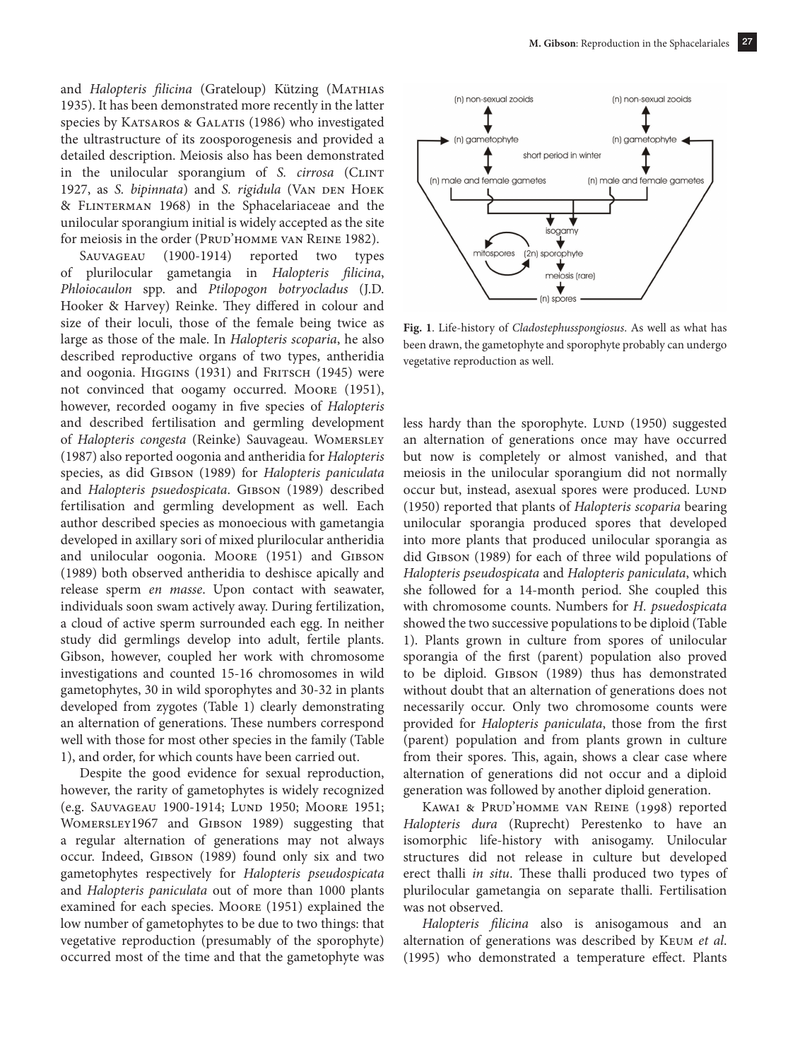and *Halopteris filicina* (Grateloup) Kützing (Mathias 1935). It has been demonstrated more recently in the latter species by Katsaros & Galatis (1986) who investigated the ultrastructure of its zoosporogenesis and provided a detailed description. Meiosis also has been demonstrated in the unilocular sporangium of *S. cirrosa* (Clint 1927, as *S. bipinnata*) and *S. rigidula* (Van den Hoek & Flinterman 1968) in the Sphaceliariaceae and the unilocular sporangium initial is widely accepted as the site for meiosis in the order (Prud'homme van Reine 1982).

Sauvageau (1900-1914) reported two types of plurilocular gametangia in *Halopteris filicina*, *Phloiocaulon* spp. and *Ptilopogon botryocladus* (J.D. Hooker & Harvey) Reinke. They differed in colour and size of their loculi, those of the female being twice as large as those of the male. In *Halopteris scoparia*, he also described reproductive organs of two types, antheridia and oogonia. Higgins (1931) and Fritsch (1945) were not convinced that oogamy occurred. Moore (1951), however, recorded oogamy in five species of *Halopteris* and described fertilisation and germling development of *Halopteris congesta* (Reinke) Sauvageau. Womersley (1987) also reported oogonia and antheridia for *Halopteris* species, as did Gibson (1989) for *Halopteris paniculata* and *Halopteris psuedospicata*. Gibson (1989) described fertilisation and germling development as well. Each author described species as monoecious with gametangia developed in axillary sori of mixed plurilocular antheridia and unilocular oogonia. Moore (1951) and Gibson (1989) both observed antheridia to deshisce apically and release sperm *en masse*. Upon contact with seawater, individuals soon swam actively away. During fertilization, a cloud of active sperm surrounded each egg. In neither study did germlings develop into adult, fertile plants. Gibson, however, coupled her work with chromosome investigations and counted 15-16 chromosomes in wild gametophytes, 30 in wild sporophytes and 30-32 in plants developed from zygotes (Table 1) clearly demonstrating an alternation of generations. These numbers correspond well with those for most other species in the family (Table 1), and order, for which counts have been carried out.

Despite the good evidence for sexual reproduction, however, the rarity of gametophytes is widely recognized (e.g. Sauvageau 1900-1914; Lund 1950; Moore 1951; Womersley1967 and Gibson 1989) suggesting that a regular alternation of generations may not always occur. Indeed, Gibson (1989) found only six and two gametophytes respectively for *Halopteris pseudospicata* and *Halopteris paniculata* out of more than 1000 plants examined for each species. Moore (1951) explained the low number of gametophytes to be due to two things: that vegetative reproduction (presumably of the sporophyte) occurred most of the time and that the gametophyte was less hardy than the sporophyte. Lund (1950) suggested an alternation of generations once may have occurred but now is completely or almost vanished, and that meiosis in the unilocular sporangium did not normally occur but, instead, asexual spores were produced. Lund (1950) reported that plants of *Halopteris scoparia* bearing unilocular sporangia produced spores that developed into more plants that produced unilocular sporangia as did Gibson (1989) for each of three wild populations of *Halopteris pseudospicata* and *Halopteris paniculata*, which she followed for a 14-month period. She coupled this with chromosome counts. Numbers for *H. psuedospicata* showed the two successive populations to be diploid (Table 1). Plants grown in culture from spores of unilocular sporangia of the first (parent) population also proved to be diploid. Gibson (1989) thus has demonstrated without doubt that an alternation of generations does not necessarily occur. Only two chromosome counts were provided for *Halopteris paniculata*, those from the first (parent) population and from plants grown in culture from their spores. This, again, shows a clear case where alternation of generations did not occur and a diploid generation was followed by another diploid generation.

Kawai & Prud'homme van Reine (1998) reported *Halopteris dura* (Ruprecht) Perestenko to have an isomorphic life-history with anisogamy. Unilocular structures did not release in culture but developed erect thalli *in situ*. These thalli produced two types of plurilocular gametangia on separate thalli. Fertilisation was not observed.

*Halopteris filicina* also is anisogamous and an alternation of generations was described by Keum *et al.* (1995) who demonstrated a temperature effect. Plants

(n) non-sexual zooids | (n) non-sexual zooids | (n) gametophyte | (n) gametophyte | short period in winter | (n) male and female gametes | (n) male and female gametes | isogamy | mitospores | (2n) sporophyte | meiosis (rare) | (n) spores

**Fig. 1**. Life-history of *Cladostephusspongiosus*. As well as what has been drawn, the gametophyte and sporophyte probably can undergo vegetative reproduction as well.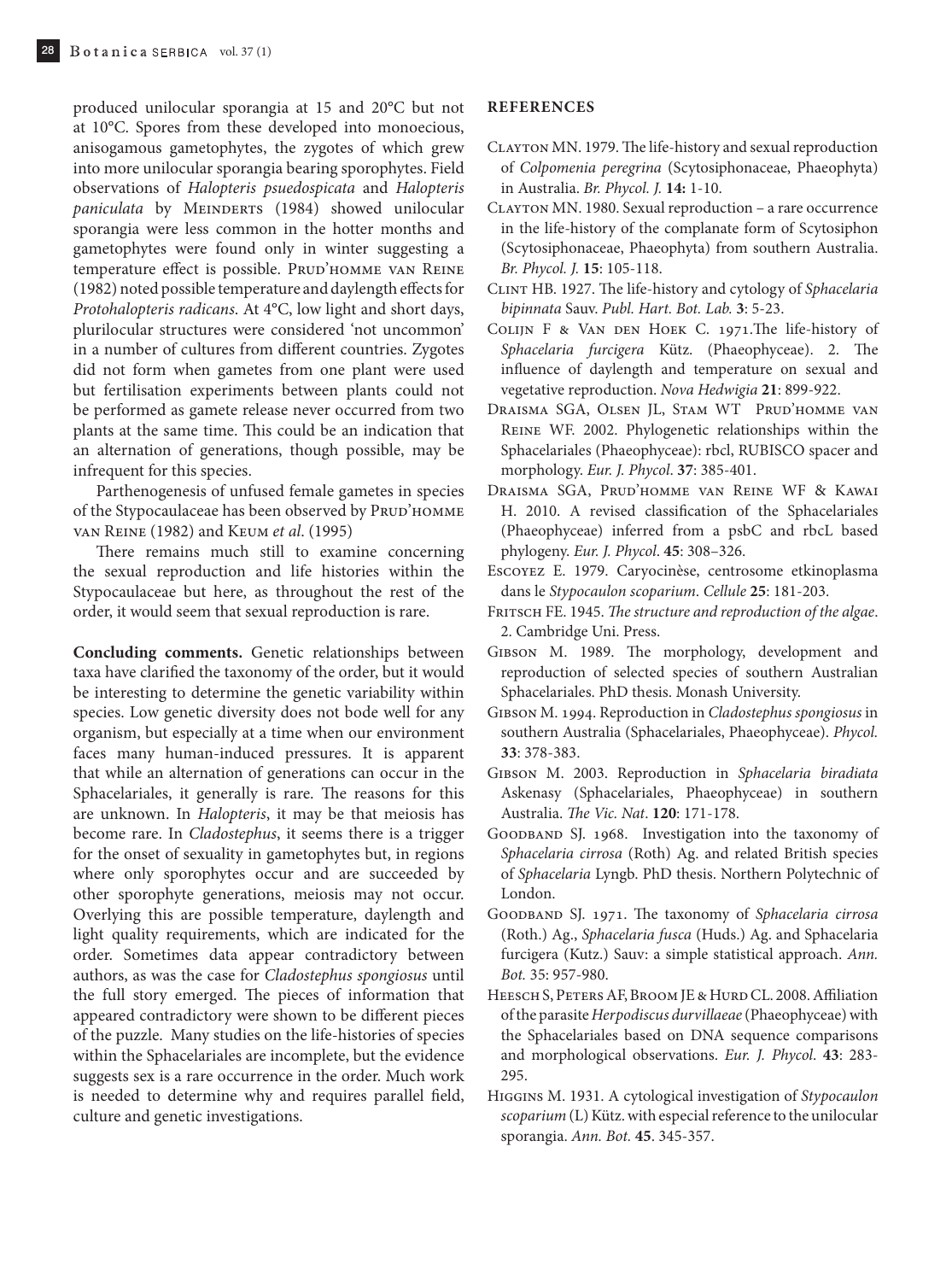produced unilocular sporangia at 15 and 20°C but not at 10°C. Spores from these developed into monoecious, anisogamous gametophytes, the zygotes of which grew into more unilocular sporangia bearing sporophytes. Field observations of *Halopteris psuedospicata* and *Halopteris paniculata* by Meinderts (1984) showed unilocular sporangia were less common in the hotter months and gametophytes were found only in winter suggesting a temperature effect is possible. Prud'homme van Reine (1982) noted possible temperature and daylength effects for *Protohalopteris radicans*. At 4°C, low light and short days, plurilocular structures were considered 'not uncommon' in a number of cultures from different countries. Zygotes did not form when gametes from one plant were used but fertilisation experiments between plants could not be performed as gamete release never occurred from two plants at the same time. This could be an indication that an alternation of generations, though possible, may be infrequent for this species.

Parthenogenesis of unfused female gametes in species of the Stypocaulaceae has been observed by Prud'homme van Reine (1982) and Keum *et al*. (1995)

There remains much still to examine concerning the sexual reproduction and life histories within the Stypocaulaceae but here, as throughout the rest of the order, it would seem that sexual reproduction is rare.

**Concluding comments.** Genetic relationships between taxa have clarified the taxonomy of the order, but it would be interesting to determine the genetic variability within species. Low genetic diversity does not bode well for any organism, but especially at a time when our environment faces many human-induced pressures. It is apparent that while an alternation of generations can occur in the Sphacelariales, it generally is rare. The reasons for this are unknown. In *Halopteris*, it may be that meiosis has become rare. In *Cladostephus*, it seems there is a trigger for the onset of sexuality in gametophytes but, in regions where only sporophytes occur and are succeeded by other sporophyte generations, meiosis may not occur. Overlying this are possible temperature, daylength and light quality requirements, which are indicated for the order. Sometimes data appear contradictory between authors, as was the case for *Cladostephus spongiosus* until the full story emerged. The pieces of information that appeared contradictory were shown to be different pieces of the puzzle. Many studies on the life-histories of species within the Sphacelariales are incomplete, but the evidence suggests sex is a rare occurrence in the order. Much work is needed to determine why and requires parallel field, culture and genetic investigations.

## REFERENCES

Clayton MN. 1979. The life-history and sexual reproduction of *Colpomenia peregrina* (Scytosiphonaceae, Phaeophyta) in Australia. *Br. Phycol. J.* **14:** 1-10.

Clayton MN. 1980. Sexual reproduction – a rare occurrence in the life-history of the complanate form of Scytosiphon (Scytosiphonaceae, Phaeophyta) from southern Australia. *Br. Phycol. J.* **15**: 105-118.

Clint HB. 1927. The life-history and cytology of *Sphacelaria bipinnata* Sauv. *Publ. Hart. Bot. Lab.* **3**: 5-23.

Colijn F & Van den Hoek C. 1971.The life-history of *Sphacelaria furcigera* Kütz. (Phaeophyceae). 2. The influence of daylength and temperature on sexual and vegetative reproduction. *Nova Hedwigia* **21**: 899-922.

Draisma SGA, Olsen JL, Stam WT Prud'homme van Reine WF. 2002. Phylogenetic relationships within the Sphacelariales (Phaeophyceae): rbcl, RUBISCO spacer and morphology. *Eur. J. Phycol*. **37**: 385-401.

Draisma SGA, Prud'homme van Reine WF & Kawai H. 2010. A revised classification of the Sphacelariales (Phaeophyceae) inferred from a psbC and rbcL based phylogeny. *Eur. J. Phycol*. **45**: 308–326.

Escoyez E. 1979. Caryocinèse, centrosome etkinoplasma dans le *Stypocaulon scoparium*. *Cellule* **25**: 181-203.

Fritsch FE. 1945. *The structure and reproduction of the algae*. 2. Cambridge Uni. Press.

Gibson M. 1989. The morphology, development and reproduction of selected species of southern Australian Sphacelariales. PhD thesis. Monash University.

Gibson M. 1994. Reproduction in *Cladostephus spongiosus* in southern Australia (Sphacelariales, Phaeophyceae). *Phycol.* **33**: 378-383.

Gibson M. 2003. Reproduction in *Sphacelaria biradiata* Askenasy (Sphacelariales, Phaeophyceae) in southern Australia. *The Vic. Nat*. **120**: 171-178.

Goodband SJ. 1968. Investigation into the taxonomy of *Sphacelaria cirrosa* (Roth) Ag. and related British species of *Sphacelaria* Lyngb. PhD thesis. Northern Polytechnic of London.

Goodband SJ. 1971. The taxonomy of *Sphacelaria cirrosa* (Roth.) Ag., *Sphacelaria fusca* (Huds.) Ag. and Sphacelaria furcigera (Kutz.) Sauv: a simple statistical approach. *Ann. Bot.* 35: 957-980.

Heesch S, Peters AF, Broom JE & Hurd CL. 2008. Affiliation of the parasite *Herpodiscus durvillaeae* (Phaeophyceae) with the Sphacelariales based on DNA sequence comparisons and morphological observations. *Eur. J. Phycol*. **43**: 283-295.

Higgins M. 1931. A cytological investigation of *Stypocaulon scoparium* (L) Kütz. with especial reference to the unilocular sporangia. *Ann. Bot.* **45**. 345-357.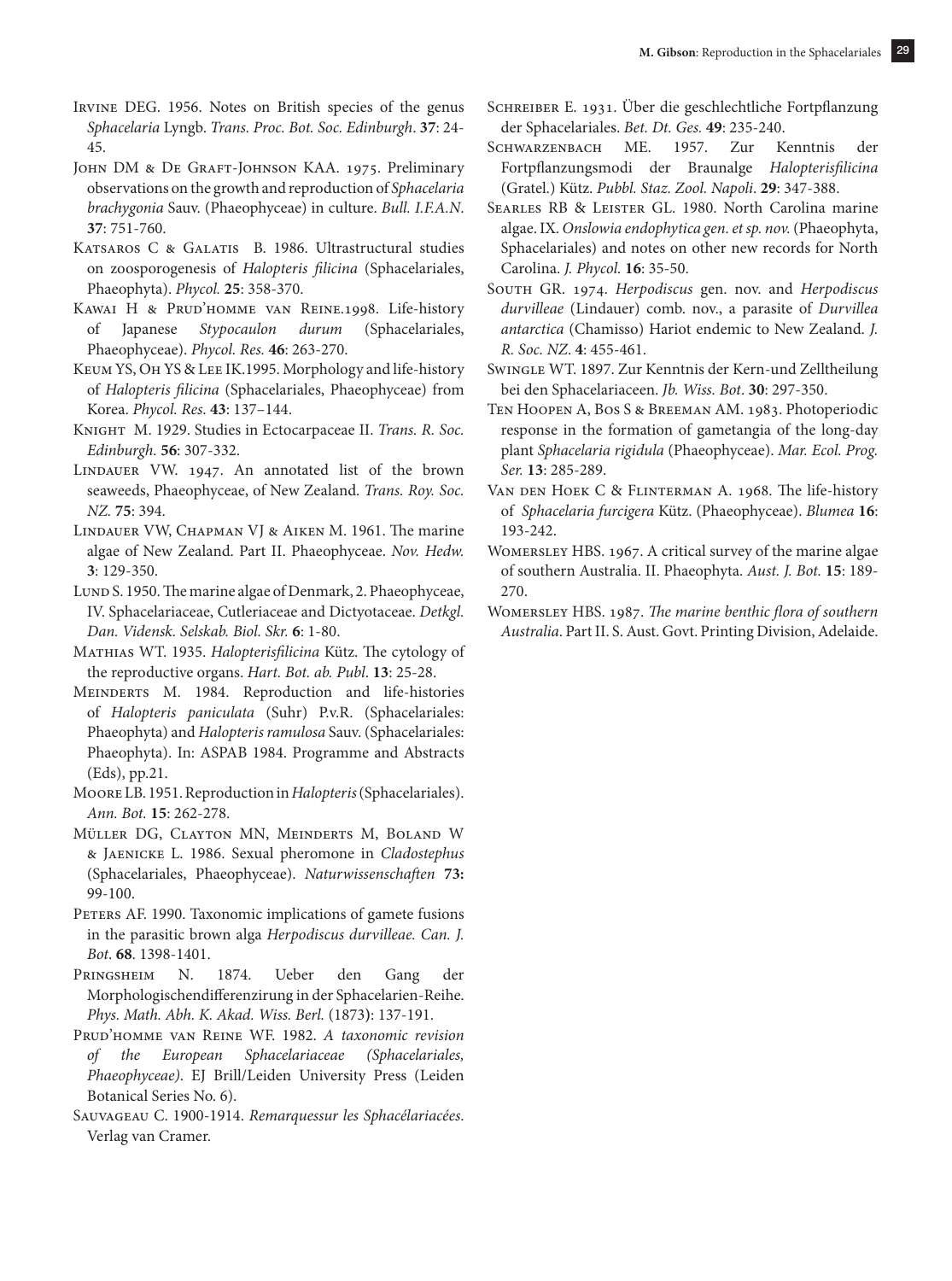Irvine DEG. 1956. Notes on British species of the genus *Sphacelaria* Lyngb. *Trans. Proc. Bot. Soc. Edinburgh*. **37**: 24-45.

John DM & De Graft-Johnson KAA. 1975. Preliminary observations on the growth and reproduction of *Sphacelaria brachygonia* Sauv. (Phaeophyceae) in culture. *Bull. I.F.A.N*. **37**: 751-760.

Katsaros C & Galatis B. 1986. Ultrastructural studies on zoosporogenesis of *Halopteris filicina* (Sphacelariales, Phaeophyta). *Phycol.* **25**: 358-370.

Kawai H & Prud'homme van Reine.1998. Life-history of Japanese *Stypocaulon durum* (Sphacelariales, Phaeophyceae). *Phycol. Res.* **46**: 263-270.

Keum YS, Oh YS & Lee IK.1995. Morphology and life-history of *Halopteris filicina* (Sphacelariales, Phaeophyceae) from Korea. *Phycol. Res*. **43**: 137–144.

Knight M. 1929. Studies in Ectocarpaceae II. *Trans. R. Soc. Edinburgh.* **56**: 307-332.

Lindauer VW. 1947. An annotated list of the brown seaweeds, Phaeophyceae, of New Zealand. *Trans. Roy. Soc. NZ.* **75**: 394.

Lindauer VW, Chapman VJ & Aiken M. 1961. The marine algae of New Zealand. Part II. Phaeophyceae. *Nov. Hedw.* **3**: 129-350.

Lund S. 1950. The marine algae of Denmark, 2. Phaeophyceae, IV. Sphacelariaceae, Cutleriaceae and Dictyotaceae. *Detkgl. Dan. Vidensk. Selskab. Biol. Skr.* **6**: 1-80.

Mathias WT. 1935. *Halopterisfilicina* Kütz. The cytology of the reproductive organs. *Hart. Bot. ab. Publ*. **13**: 25-28.

Meinderts M. 1984. Reproduction and life-histories of *Halopteris paniculata* (Suhr) P.v.R. (Sphacelariales: Phaeophyta) and *Halopteris ramulosa* Sauv. (Sphacelariales: Phaeophyta). In: ASPAB 1984. Programme and Abstracts (Eds), pp.21.

Moore LB. 1951. Reproduction in *Halopteris* (Sphacelariales). *Ann. Bot.* **15**: 262-278.

Müller DG, Clayton MN, Meinderts M, Boland W & Jaenicke L. 1986. Sexual pheromone in *Cladostephus* (Sphacelariales, Phaeophyceae). *Naturwissenschaften* **73:** 99-100.

Peters AF. 1990. Taxonomic implications of gamete fusions in the parasitic brown alga *Herpodiscus durvilleae. Can. J. Bot*. **68**. 1398-1401.

Pringsheim N. 1874. Ueber den Gang der Morphologischendifferenzirung in der Sphacelarien-Reihe. *Phys. Math. Abh. K. Akad. Wiss. Berl.* (1873**)**: 137-191.

Prud'homme van Reine WF. 1982. *A taxonomic revision of the European Sphacelariaceae (Sphacelariales, Phaeophyceae)*. EJ Brill/Leiden University Press (Leiden Botanical Series No. 6).

Sauvageau C. 1900-1914. *Remarquessur les Sphacélariacées*. Verlag van Cramer.

Schreiber E. 1931. Über die geschlechtliche Fortpflanzung der Sphacelariales. *Bet. Dt. Ges.* **49**: 235-240.

Schwarzenbach ME. 1957. Zur Kenntnis der Fortpflanzungsmodi der Braunalge *Halopterisfilicina* (Gratel.) Kütz. *Pubbl. Staz. Zool. Napoli*. **29**: 347-388.

Searles RB & Leister GL. 1980. North Carolina marine algae. IX. *Onslowia endophytica gen. et sp. nov.* (Phaeophyta, Sphacelariales) and notes on other new records for North Carolina. *J. Phycol.* **16**: 35-50.

South GR. 1974. *Herpodiscus* gen. nov. and *Herpodiscus durvilleae* (Lindauer) comb. nov., a parasite of *Durvillea antarctica* (Chamisso) Hariot endemic to New Zealand. *J. R. Soc. NZ*. **4**: 455-461.

Swingle WT. 1897. Zur Kenntnis der Kern-und Zelltheilung bei den Sphacelariaceen. *Jb. Wiss. Bot*. **30**: 297-350.

Ten Hoopen A, Bos S & Breeman AM. 1983. Photoperiodic response in the formation of gametangia of the long-day plant *Sphacelaria rigidula* (Phaeophyceae). *Mar. Ecol. Prog. Ser.* **13**: 285-289.

Van den Hoek C & Flinterman A. 1968. The life-history of *Sphacelaria furcigera* Kütz. (Phaeophyceae). *Blumea* **16**: 193-242.

Womersley HBS. 1967. A critical survey of the marine algae of southern Australia. II. Phaeophyta. *Aust. J. Bot.* **15**: 189-270.

Womersley HBS. 1987. *The marine benthic flora of southern Australia*. Part II. S. Aust. Govt. Printing Division, Adelaide.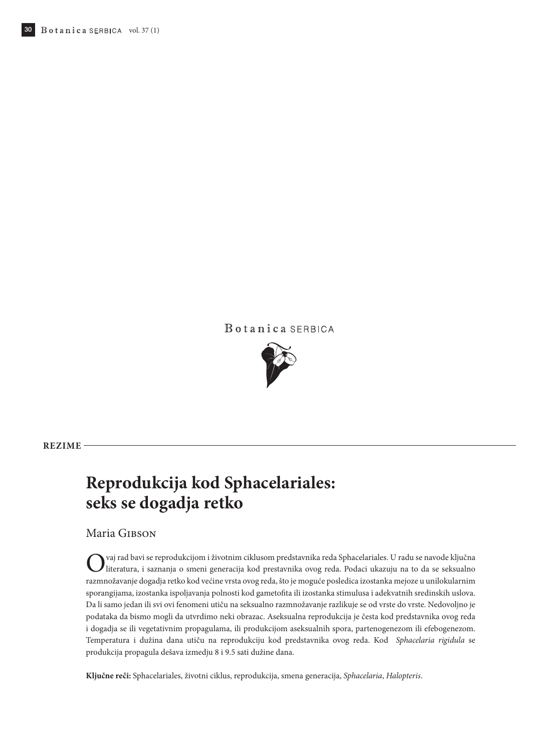Botanica SERBICA

## REZIME

# Reprodukcija kod Sphacelariales: seks se dogadja retko

Maria Gibson

Ovaj rad bavi se reprodukcijom i životnim ciklusom predstavnika reda Sphacelariales. U radu se navode ključna literatura, i saznanja o smeni generacija kod prestavnika ovog reda. Podaci ukazuju na to da se seksualno razmnožavanje dogadja retko kod većine vrsta ovog reda, što je moguće posledica izostanka mejoze u unilokularnim sporangijama, izostanka ispoljavanja polnosti kod gametofita ili izostanka stimulusa i adekvatnih sredinskih uslova. Da li samo jedan ili svi ovi fenomeni utiču na seksualno razmnožavanje razlikuje se od vrste do vrste. Nedovoljno je podataka da bismo mogli da utvrdimo neki obrazac. Aseksualna reprodukcija je česta kod predstavnika ovog reda i dogadja se ili vegetativnim propagulama, ili produkcijom aseksualnih spora, partenogenezom ili efebogenezom. Temperatura i dužina dana utiču na reprodukciju kod predstavnika ovog reda. Kod *Sphacelaria rigidula* se produkcija propagula dešava izmedju 8 i 9.5 sati dužine dana.

**Ključne reči:** Sphacelariales, životni ciklus, reprodukcija, smena generacija, *Sphacelaria*, *Halopteris*.